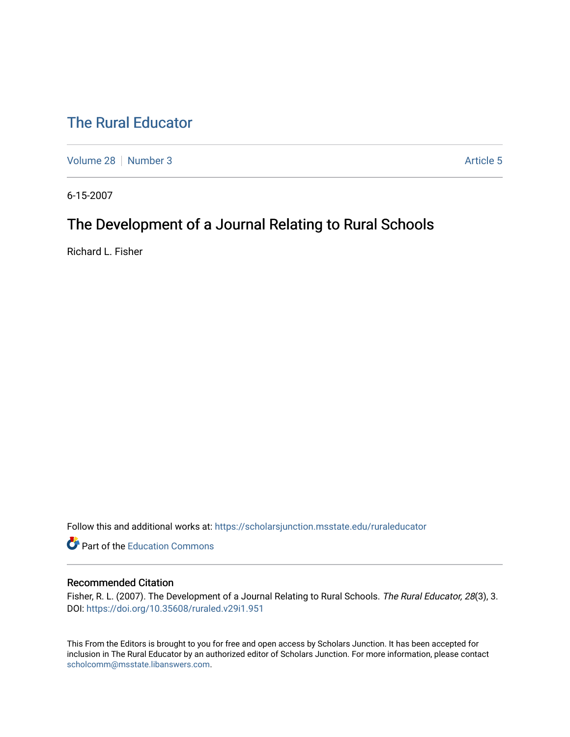# The Rural Educator

Volume 28 | Number 3 | Article 5

6-15-2007

## The Development of a Journal Relating to Rural Schools

Richard L. Fisher

Follow this and additional works at: https://scholarsjunction.msstate.edu/ruraleducator

Part of the Education Commons

### Recommended Citation

Fisher, R. L. (2007). The Development of a Journal Relating to Rural Schools. *The Rural Educator, 28*(3), 3. DOI: https://doi.org/10.35608/ruraled.v29i1.951

This From the Editors is brought to you for free and open access by Scholars Junction. It has been accepted for inclusion in The Rural Educator by an authorized editor of Scholars Junction. For more information, please contact scholcomm@msstate.libanswers.com.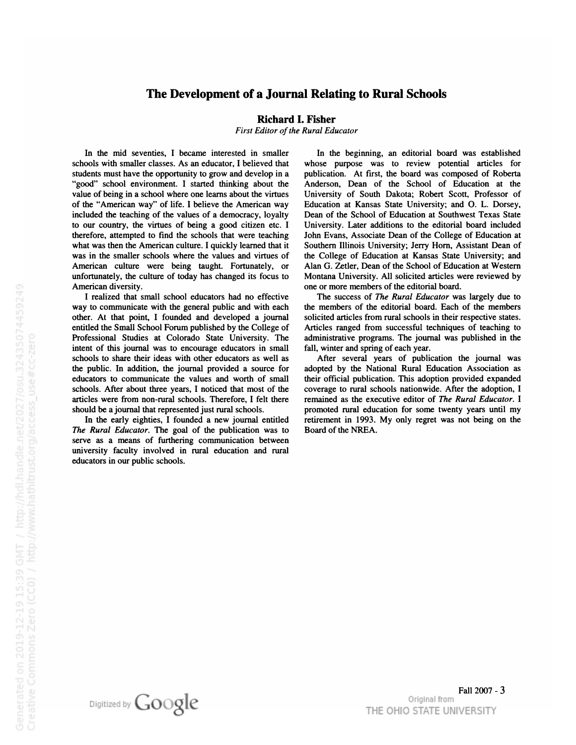# The Development of a Journal Relating to Rural Schools

**Richard I. Fisher**
*First Editor of the Rural Educator*

In the mid seventies, I became interested in smaller schools with smaller classes. As an educator, I believed that students must have the opportunity to grow and develop in a "good" school environment. I started thinking about the value of being in a school where one learns about the virtues of the "American way" of life. I believe the American way included the teaching of the values of a democracy, loyalty to our country, the virtues of being a good citizen etc. I therefore, attempted to find the schools that were teaching what was then the American culture. I quickly learned that it was in the smaller schools where the values and virtues of American culture were being taught. Fortunately, or unfortunately, the culture of today has changed its focus to American diversity.

I realized that small school educators had no effective way to communicate with the general public and with each other. At that point, I founded and developed a journal entitled the Small School Forum published by the College of Professional Studies at Colorado State University. The intent of this journal was to encourage educators in small schools to share their ideas with other educators as well as the public. In addition, the journal provided a source for educators to communicate the values and worth of small schools. After about three years, I noticed that most of the articles were from non-rural schools. Therefore, I felt there should be a journal that represented just rural schools.

In the early eighties, I founded a new journal entitled *The Rural Educator*. The goal of the publication was to serve as a means of furthering communication between university faculty involved in rural education and rural educators in our public schools.

In the beginning, an editorial board was established whose purpose was to review potential articles for publication. At first, the board was composed of Roberta Anderson, Dean of the School of Education at the University of South Dakota; Robert Scott, Professor of Education at Kansas State University; and O. L. Dorsey, Dean of the School of Education at Southwest Texas State University. Later additions to the editorial board included John Evans, Associate Dean of the College of Education at Southern Illinois University; Jerry Horn, Assistant Dean of the College of Education at Kansas State University; and Alan G. Zetler, Dean of the School of Education at Western Montana University. All solicited articles were reviewed by one or more members of the editorial board.

The success of *The Rural Educator* was largely due to the members of the editorial board. Each of the members solicited articles from rural schools in their respective states. Articles ranged from successful techniques of teaching to administrative programs. The journal was published in the fall, winter and spring of each year.

After several years of publication the journal was adopted by the National Rural Education Association as their official publication. This adoption provided expanded coverage to rural schools nationwide. After the adoption, I remained as the executive editor of *The Rural Educator*. I promoted rural education for some twenty years until my retirement in 1993. My only regret was not being on the Board of the NREA.